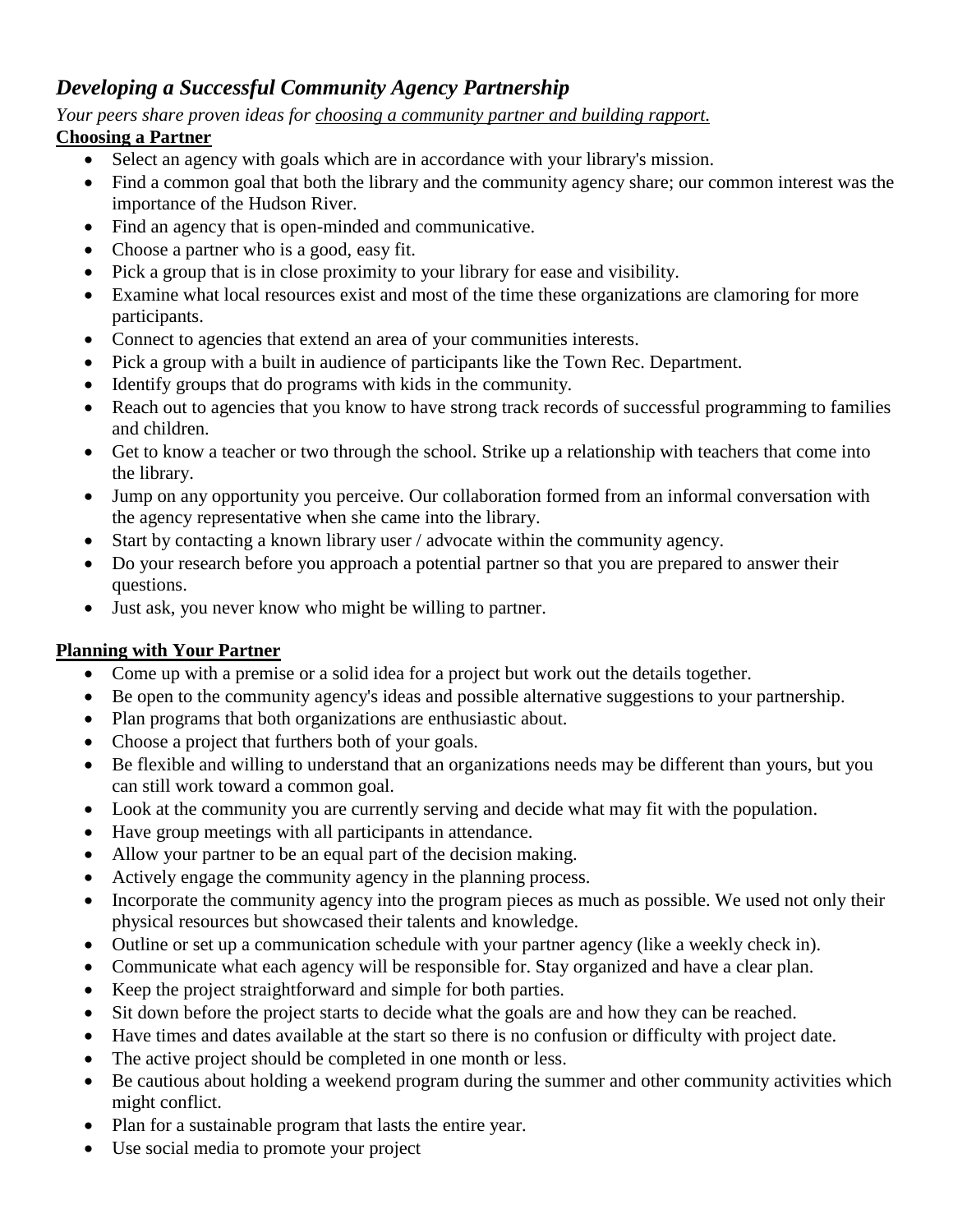## *Developing a Successful Community Agency Partnership*

*Your peers share proven ideas for choosing a community partner and building rapport.*

**Choosing a Partner**

- Select an agency with goals which are in accordance with your library's mission.
- Find a common goal that both the library and the community agency share; our common interest was the importance of the Hudson River.
- Find an agency that is open-minded and communicative.
- Choose a partner who is a good, easy fit.
- Pick a group that is in close proximity to your library for ease and visibility.
- Examine what local resources exist and most of the time these organizations are clamoring for more participants.
- Connect to agencies that extend an area of your communities interests.
- Pick a group with a built in audience of participants like the Town Rec. Department.
- Identify groups that do programs with kids in the community.
- Reach out to agencies that you know to have strong track records of successful programming to families and children.
- Get to know a teacher or two through the school. Strike up a relationship with teachers that come into the library.
- Jump on any opportunity you perceive. Our collaboration formed from an informal conversation with the agency representative when she came into the library.
- Start by contacting a known library user / advocate within the community agency.
- Do your research before you approach a potential partner so that you are prepared to answer their questions.
- Just ask, you never know who might be willing to partner.

**Planning with Your Partner**

- Come up with a premise or a solid idea for a project but work out the details together.
- Be open to the community agency's ideas and possible alternative suggestions to your partnership.
- Plan programs that both organizations are enthusiastic about.
- Choose a project that furthers both of your goals.
- Be flexible and willing to understand that an organizations needs may be different than yours, but you can still work toward a common goal.
- Look at the community you are currently serving and decide what may fit with the population.
- Have group meetings with all participants in attendance.
- Allow your partner to be an equal part of the decision making.
- Actively engage the community agency in the planning process.
- Incorporate the community agency into the program pieces as much as possible. We used not only their physical resources but showcased their talents and knowledge.
- Outline or set up a communication schedule with your partner agency (like a weekly check in).
- Communicate what each agency will be responsible for. Stay organized and have a clear plan.
- Keep the project straightforward and simple for both parties.
- Sit down before the project starts to decide what the goals are and how they can be reached.
- Have times and dates available at the start so there is no confusion or difficulty with project date.
- The active project should be completed in one month or less.
- Be cautious about holding a weekend program during the summer and other community activities which might conflict.
- Plan for a sustainable program that lasts the entire year.
- Use social media to promote your project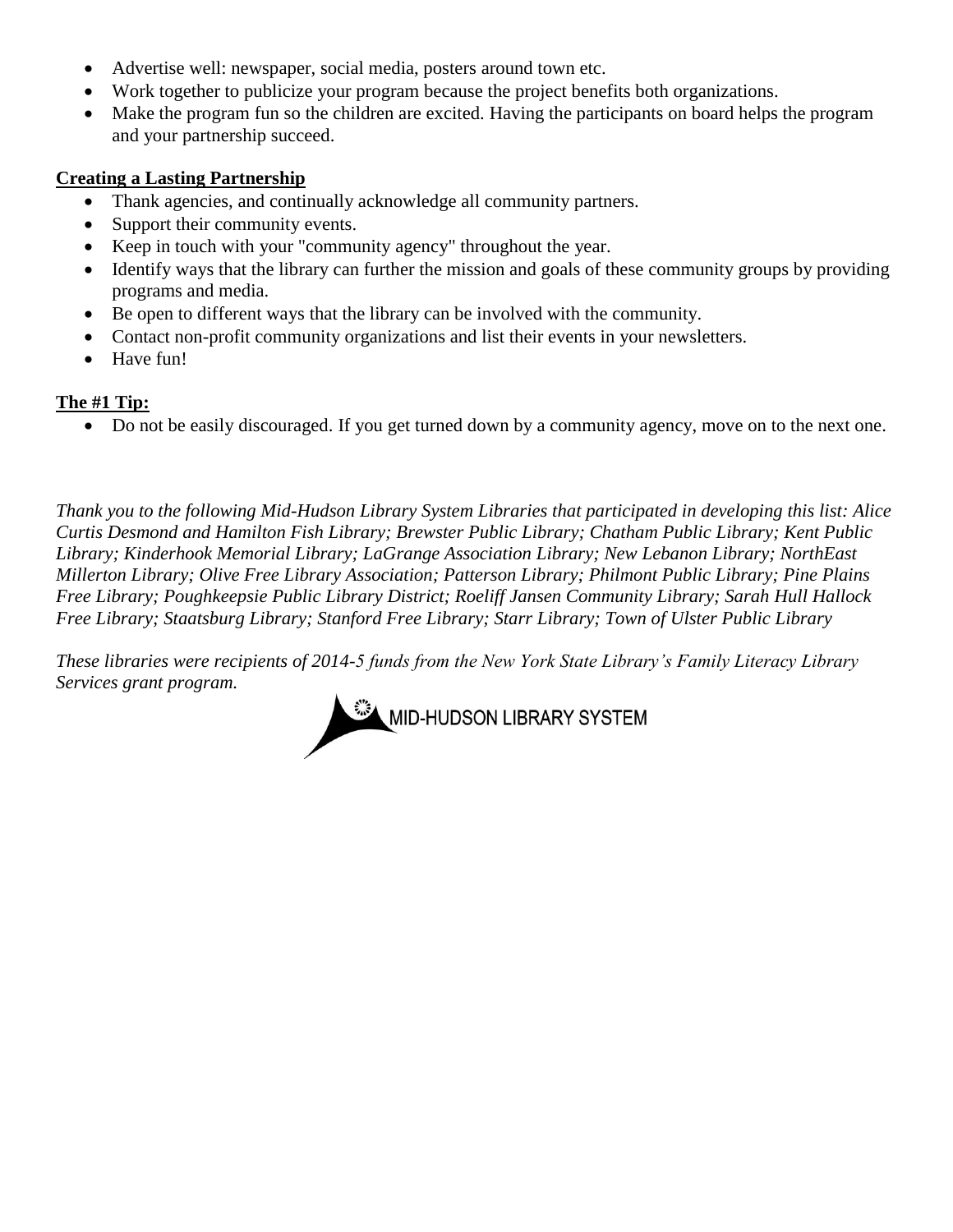- Advertise well: newspaper, social media, posters around town etc.
- Work together to publicize your program because the project benefits both organizations.
- Make the program fun so the children are excited. Having the participants on board helps the program and your partnership succeed.

**Creating a Lasting Partnership**

- Thank agencies, and continually acknowledge all community partners.
- Support their community events.
- Keep in touch with your "community agency" throughout the year.
- Identify ways that the library can further the mission and goals of these community groups by providing programs and media.
- Be open to different ways that the library can be involved with the community.
- Contact non-profit community organizations and list their events in your newsletters.
- Have fun!

**The #1 Tip:**

- Do not be easily discouraged. If you get turned down by a community agency, move on to the next one.

*Thank you to the following Mid-Hudson Library System Libraries that participated in developing this list: Alice Curtis Desmond and Hamilton Fish Library; Brewster Public Library; Chatham Public Library; Kent Public Library; Kinderhook Memorial Library; LaGrange Association Library; New Lebanon Library; NorthEast Millerton Library; Olive Free Library Association; Patterson Library; Philmont Public Library; Pine Plains Free Library; Poughkeepsie Public Library District; Roeliff Jansen Community Library; Sarah Hull Hallock Free Library; Staatsburg Library; Stanford Free Library; Starr Library; Town of Ulster Public Library*

*These libraries were recipients of 2014-5 funds from the New York State Library's Family Literacy Library Services grant program.*

MID-HUDSON LIBRARY SYSTEM